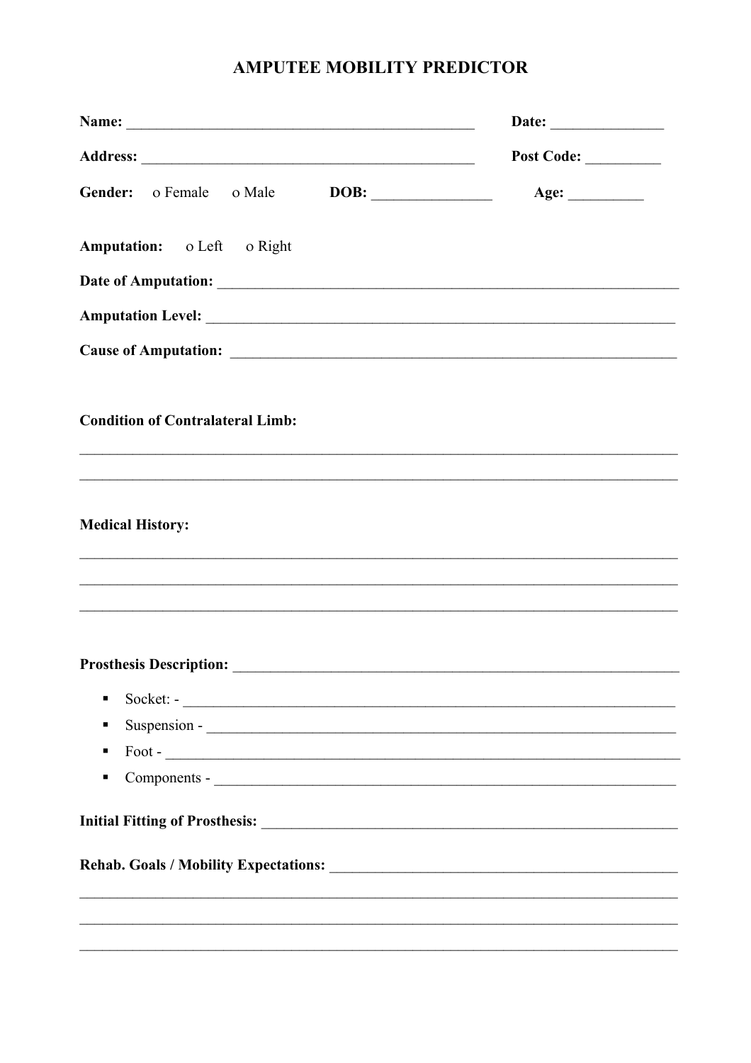# AMPUTEE MOBILITY PREDICTOR

**Name:** ______________________________________________ **Date:** _______________

**Address:** ____________________________________________ **Post Code:** __________

**Gender:** o Female o Male **DOB:** ________________ **Age:** __________

**Amputation:** o Left o Right

**Date of Amputation:** ______________________________________________________________

**Amputation Level:** ______________________________________________________________

**Cause of Amputation:** ___________________________________________________________

**Condition of Contralateral Limb:**

_____________________________________________________________________________

_____________________________________________________________________________

**Medical History:**

_____________________________________________________________________________

_____________________________________________________________________________

_____________________________________________________________________________

**Prosthesis Description:** __________________________________________________________

- Socket: - ______________________________________________________________
- Suspension - ____________________________________________________________
- Foot - _________________________________________________________________
- Components - ___________________________________________________________

**Initial Fitting of Prosthesis:** ______________________________________________________

**Rehab. Goals / Mobility Expectations:** _____________________________________________

_____________________________________________________________________________

_____________________________________________________________________________

_____________________________________________________________________________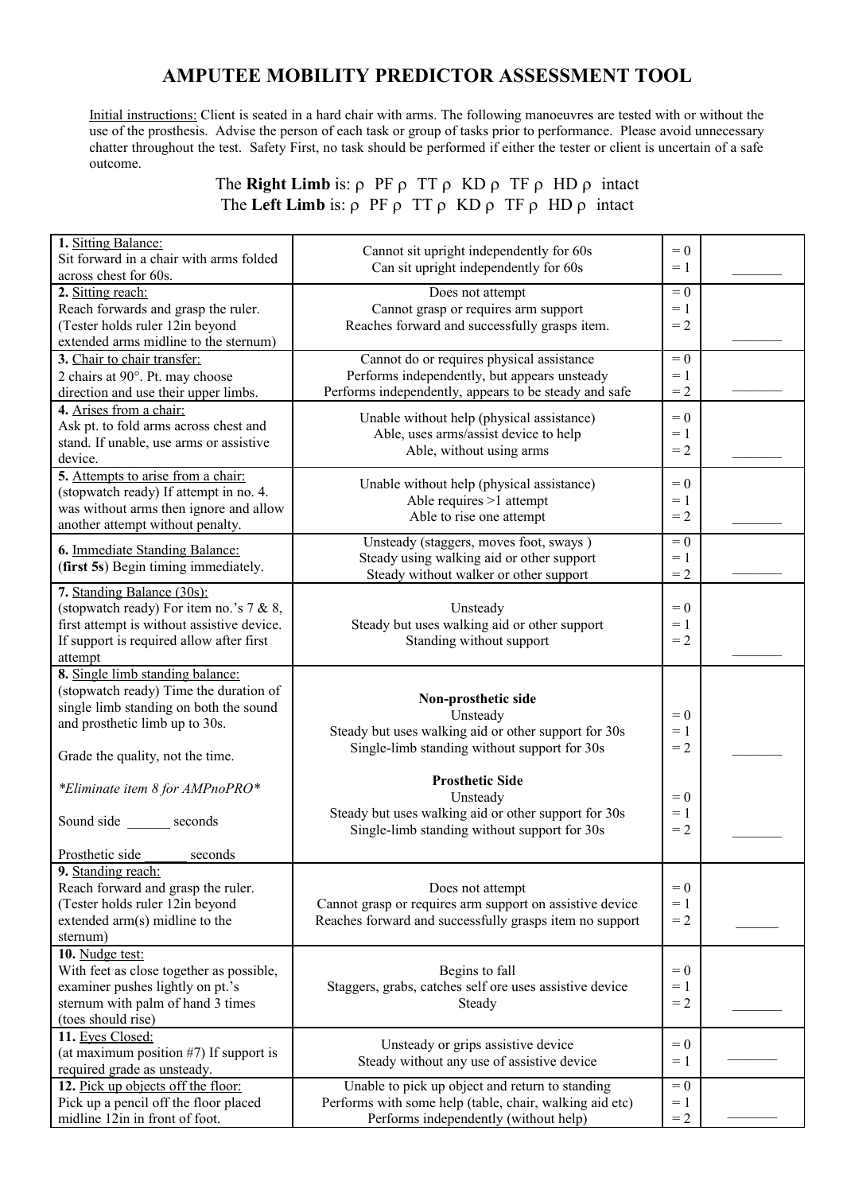# AMPUTEE MOBILITY PREDICTOR ASSESSMENT TOOL

Initial instructions: Client is seated in a hard chair with arms. The following manoeuvres are tested with or without the use of the prosthesis. Advise the person of each task or group of tasks prior to performance. Please avoid unnecessary chatter throughout the test. Safety First, no task should be performed if either the tester or client is uncertain of a safe outcome.

The **Right Limb** is: ρ PF ρ TT ρ KD ρ TF ρ HD ρ intact
The **Left Limb** is: ρ PF ρ TT ρ KD ρ TF ρ HD ρ intact

| | | | |
|---|---|---|---|
| **1.** Sitting Balance:<br>Sit forward in a chair with arms folded across chest for 60s. | Cannot sit upright independently for 60s<br>Can sit upright independently for 60s | = 0<br>= 1 | _______ |
| **2.** Sitting reach:<br>Reach forwards and grasp the ruler. (Tester holds ruler 12in beyond extended arms midline to the sternum) | Does not attempt<br>Cannot grasp or requires arm support<br>Reaches forward and successfully grasps item. | = 0<br>= 1<br>= 2 | _______ |
| **3.** Chair to chair transfer:<br>2 chairs at 90°. Pt. may choose direction and use their upper limbs. | Cannot do or requires physical assistance<br>Performs independently, but appears unsteady<br>Performs independently, appears to be steady and safe | = 0<br>= 1<br>= 2 | _______ |
| **4.** Arises from a chair:<br>Ask pt. to fold arms across chest and stand. If unable, use arms or assistive device. | Unable without help (physical assistance)<br>Able, uses arms/assist device to help<br>Able, without using arms | = 0<br>= 1<br>= 2 | _______ |
| **5.** Attempts to arise from a chair:<br>(stopwatch ready) If attempt in no. 4. was without arms then ignore and allow another attempt without penalty. | Unable without help (physical assistance)<br>Able requires >1 attempt<br>Able to rise one attempt | = 0<br>= 1<br>= 2 | _______ |
| **6.** Immediate Standing Balance:<br>(**first 5s**) Begin timing immediately. | Unsteady (staggers, moves foot, sways )<br>Steady using walking aid or other support<br>Steady without walker or other support | = 0<br>= 1<br>= 2 | _______ |
| **7.** Standing Balance (30s):<br>(stopwatch ready) For item no.'s 7 & 8, first attempt is without assistive device. If support is required allow after first attempt | Unsteady<br>Steady but uses walking aid or other support<br>Standing without support | = 0<br>= 1<br>= 2 | _______ |
| **8.** Single limb standing balance:<br>(stopwatch ready) Time the duration of single limb standing on both the sound and prosthetic limb up to 30s.<br><br>Grade the quality, not the time.<br><br>*\*Eliminate item 8 for AMPnoPRO\**<br><br>Sound side ______ seconds<br><br>Prosthetic side ______ seconds | **Non-prosthetic side**<br>Unsteady<br>Steady but uses walking aid or other support for 30s<br>Single-limb standing without support for 30s<br><br>**Prosthetic Side**<br>Unsteady<br>Steady but uses walking aid or other support for 30s<br>Single-limb standing without support for 30s | <br>= 0<br>= 1<br>= 2<br><br><br>= 0<br>= 1<br>= 2 | _______<br><br><br><br>_______ |
| **9.** Standing reach:<br>Reach forward and grasp the ruler. (Tester holds ruler 12in beyond extended arm(s) midline to the sternum) | Does not attempt<br>Cannot grasp or requires arm support on assistive device<br>Reaches forward and successfully grasps item no support | = 0<br>= 1<br>= 2 | ______ |
| **10.** Nudge test:<br>With feet as close together as possible, examiner pushes lightly on pt.'s sternum with palm of hand 3 times (toes should rise) | Begins to fall<br>Staggers, grabs, catches self ore uses assistive device<br>Steady | = 0<br>= 1<br>= 2 | _______ |
| **11.** Eyes Closed:<br>(at maximum position #7) If support is required grade as unsteady. | Unsteady or grips assistive device<br>Steady without any use of assistive device | = 0<br>= 1 | _______ |
| **12.** Pick up objects off the floor:<br>Pick up a pencil off the floor placed midline 12in in front of foot. | Unable to pick up object and return to standing<br>Performs with some help (table, chair, walking aid etc)<br>Performs independently (without help) | = 0<br>= 1<br>= 2 | _______ |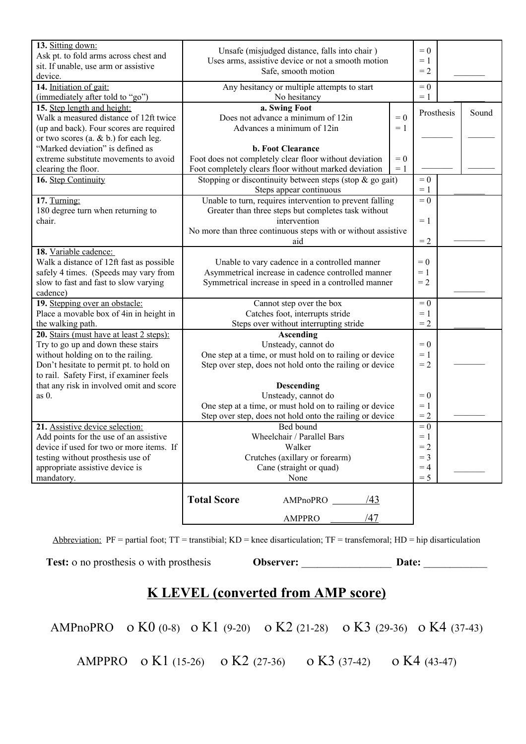| | | | |
|---|---|---|---|
| 13. Sitting down:<br>Ask pt. to fold arms across chest and sit. If unable, use arm or assistive device. | Unsafe (misjudged distance, falls into chair)<br>Uses arms, assistive device or not a smooth motion<br>Safe, smooth motion | = 0<br>= 1<br>= 2 | _______ |
| 14. Initiation of gait:<br>(immediately after told to "go") | Any hesitancy or multiple attempts to start<br>No hesitancy | = 0<br>= 1 | _______ |
| 15. Step length and height:<br>Walk a measured distance of 12ft twice (up and back). Four scores are required or two scores (a. & b.) for each leg. "Marked deviation" is defined as extreme substitute movements to avoid clearing the floor. | **a. Swing Foot**<br>Does not advance a minimum of 12in = 0<br>Advances a minimum of 12in = 1<br><br>**b. Foot Clearance**<br>Foot does not completely clear floor without deviation = 0<br>Foot completely clears floor without marked deviation = 1 | | Prosthesis: _______ _______<br>Sound: _______ _______ |
| 16. Step Continuity | Stopping or discontinuity between steps (stop & go gait)<br>Steps appear continuous | = 0<br>= 1 | _______ |
| 17. Turning:<br>180 degree turn when returning to chair. | Unable to turn, requires intervention to prevent falling<br>Greater than three steps but completes task without intervention<br>No more than three continuous steps with or without assistive aid | = 0<br>= 1<br>= 2 | _______ |
| 18. Variable cadence:<br>Walk a distance of 12ft fast as possible safely 4 times. (Speeds may vary from slow to fast and fast to slow varying cadence) | Unable to vary cadence in a controlled manner<br>Asymmetrical increase in cadence controlled manner<br>Symmetrical increase in speed in a controlled manner | = 0<br>= 1<br>= 2 | _______ |
| 19. Stepping over an obstacle:<br>Place a movable box of 4in in height in the walking path. | Cannot step over the box<br>Catches foot, interrupts stride<br>Steps over without interrupting stride | = 0<br>= 1<br>= 2 | _______ |
| 20. Stairs (must have at least 2 steps):<br>Try to go up and down these stairs without holding on to the railing. Don't hesitate to permit pt. to hold on to rail. Safety First, if examiner feels that any risk in involved omit and score as 0. | **Ascending**<br>Unsteady, cannot do<br>One step at a time, or must hold on to railing or device<br>Step over step, does not hold onto the railing or device<br><br>**Descending**<br>Unsteady, cannot do<br>One step at a time, or must hold on to railing or device<br>Step over step, does not hold onto the railing or device | = 0<br>= 1<br>= 2<br><br><br>= 0<br>= 1<br>= 2 | _______<br><br><br>_______ |
| 21. Assistive device selection:<br>Add points for the use of an assistive device if used for two or more items. If testing without prosthesis use of appropriate assistive device is mandatory. | Bed bound<br>Wheelchair / Parallel Bars<br>Walker<br>Crutches (axillary or forearm)<br>Cane (straight or quad)<br>None | = 0<br>= 1<br>= 2<br>= 3<br>= 4<br>= 5 | _______ |

**Total Score** AMPnoPRO _______/43

AMPPRO _______/47

Abbreviation: PF = partial foot; TT = transtibial; KD = knee disarticulation; TF = transfemoral; HD = hip disarticulation

**Test:** o no prosthesis o with prosthesis **Observer:** _________________ **Date:** ____________

## K LEVEL (converted from AMP score)

AMPnoPRO o K0 (0-8) o K1 (9-20) o K2 (21-28) o K3 (29-36) o K4 (37-43)

AMPPRO o K1 (15-26) o K2 (27-36) o K3 (37-42) o K4 (43-47)